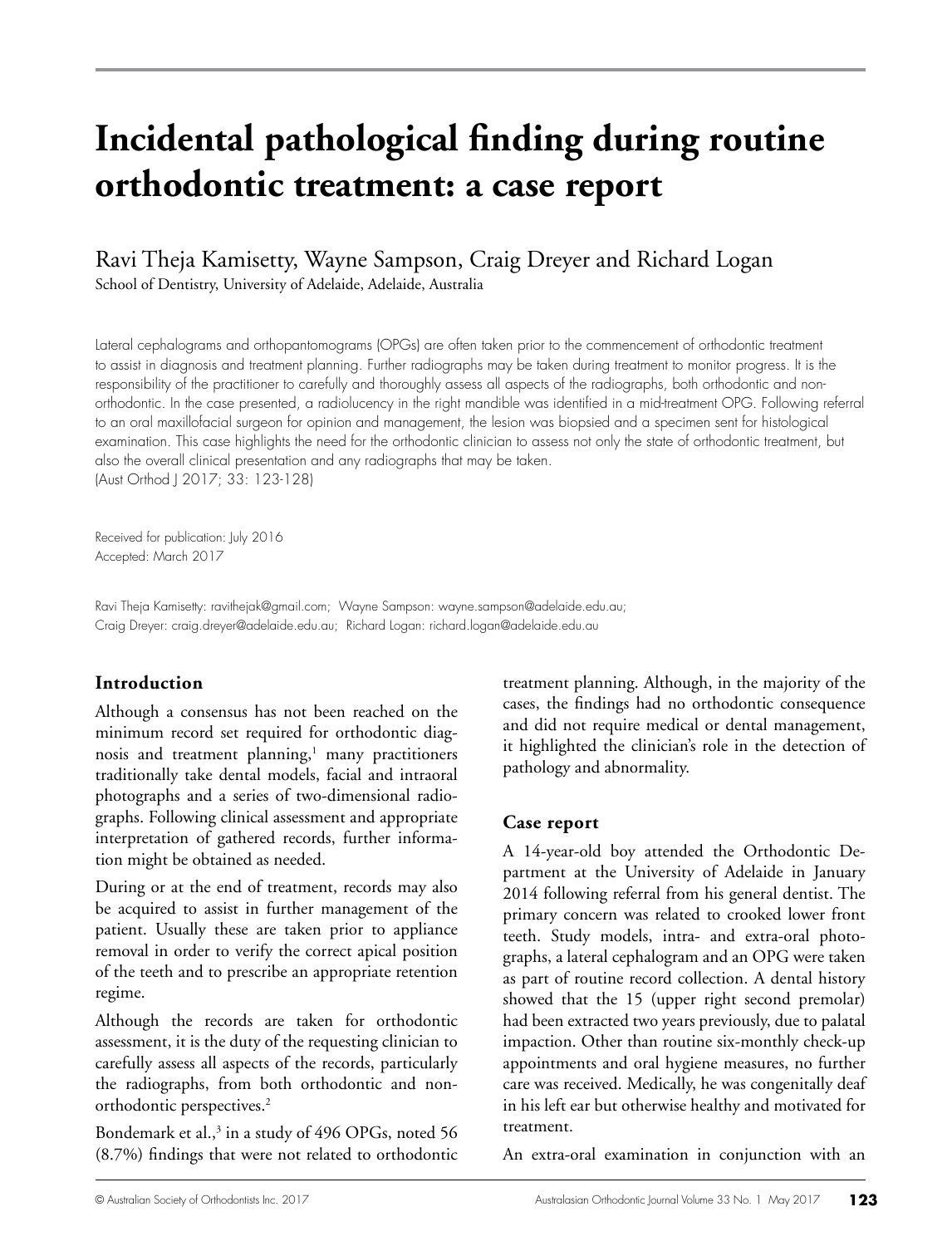# Incidental pathological finding during routine orthodontic treatment: a case report

Ravi Theja Kamisetty, Wayne Sampson, Craig Dreyer and Richard Logan

School of Dentistry, University of Adelaide, Adelaide, Australia

Lateral cephalograms and orthopantomograms (OPGs) are often taken prior to the commencement of orthodontic treatment to assist in diagnosis and treatment planning. Further radiographs may be taken during treatment to monitor progress. It is the responsibility of the practitioner to carefully and thoroughly assess all aspects of the radiographs, both orthodontic and non-orthodontic. In the case presented, a radiolucency in the right mandible was identified in a mid-treatment OPG. Following referral to an oral maxillofacial surgeon for opinion and management, the lesion was biopsied and a specimen sent for histological examination. This case highlights the need for the orthodontic clinician to assess not only the state of orthodontic treatment, but also the overall clinical presentation and any radiographs that may be taken.
(Aust Orthod J 2017; 33: 123-128)

Received for publication: July 2016
Accepted: March 2017

Ravi Theja Kamisetty: ravithejak@gmail.com; Wayne Sampson: wayne.sampson@adelaide.edu.au;
Craig Dreyer: craig.dreyer@adelaide.edu.au; Richard Logan: richard.logan@adelaide.edu.au

## Introduction

Although a consensus has not been reached on the minimum record set required for orthodontic diagnosis and treatment planning,[1] many practitioners traditionally take dental models, facial and intraoral photographs and a series of two-dimensional radiographs. Following clinical assessment and appropriate interpretation of gathered records, further information might be obtained as needed.

During or at the end of treatment, records may also be acquired to assist in further management of the patient. Usually these are taken prior to appliance removal in order to verify the correct apical position of the teeth and to prescribe an appropriate retention regime.

Although the records are taken for orthodontic assessment, it is the duty of the requesting clinician to carefully assess all aspects of the records, particularly the radiographs, from both orthodontic and non-orthodontic perspectives.[2]

Bondemark et al.,[3] in a study of 496 OPGs, noted 56 (8.7%) findings that were not related to orthodontic treatment planning. Although, in the majority of the cases, the findings had no orthodontic consequence and did not require medical or dental management, it highlighted the clinician's role in the detection of pathology and abnormality.

## Case report

A 14-year-old boy attended the Orthodontic Department at the University of Adelaide in January 2014 following referral from his general dentist. The primary concern was related to crooked lower front teeth. Study models, intra- and extra-oral photographs, a lateral cephalogram and an OPG were taken as part of routine record collection. A dental history showed that the 15 (upper right second premolar) had been extracted two years previously, due to palatal impaction. Other than routine six-monthly check-up appointments and oral hygiene measures, no further care was received. Medically, he was congenitally deaf in his left ear but otherwise healthy and motivated for treatment.

An extra-oral examination in conjunction with an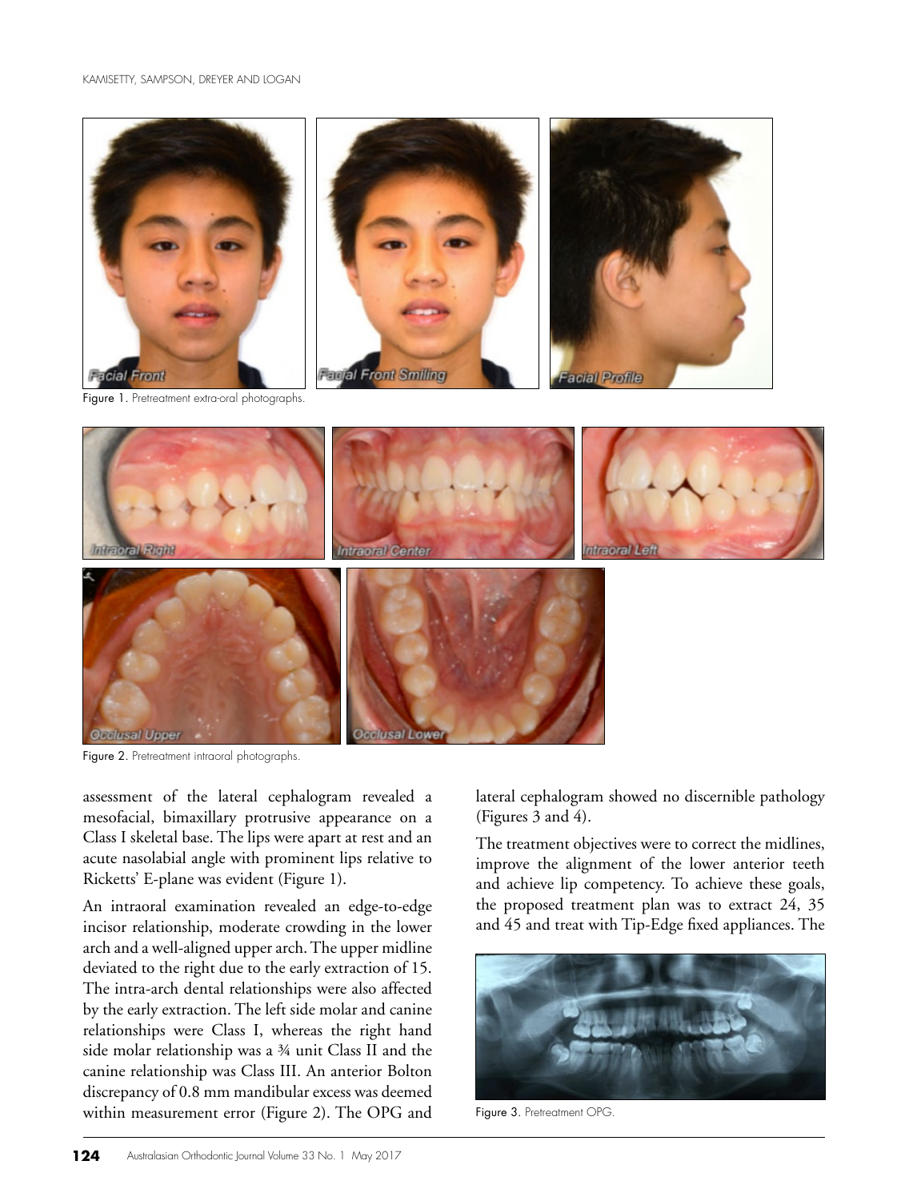Figure 1. Pretreatment extra-oral photographs.

Figure 2. Pretreatment intraoral photographs.

assessment of the lateral cephalogram revealed a mesofacial, bimaxillary protrusive appearance on a Class I skeletal base. The lips were apart at rest and an acute nasolabial angle with prominent lips relative to Ricketts' E-plane was evident (Figure 1).

An intraoral examination revealed an edge-to-edge incisor relationship, moderate crowding in the lower arch and a well-aligned upper arch. The upper midline deviated to the right due to the early extraction of 15. The intra-arch dental relationships were also affected by the early extraction. The left side molar and canine relationships were Class I, whereas the right hand side molar relationship was a ¾ unit Class II and the canine relationship was Class III. An anterior Bolton discrepancy of 0.8 mm mandibular excess was deemed within measurement error (Figure 2). The OPG and lateral cephalogram showed no discernible pathology (Figures 3 and 4).

The treatment objectives were to correct the midlines, improve the alignment of the lower anterior teeth and achieve lip competency. To achieve these goals, the proposed treatment plan was to extract 24, 35 and 45 and treat with Tip-Edge fixed appliances. The

Figure 3. Pretreatment OPG.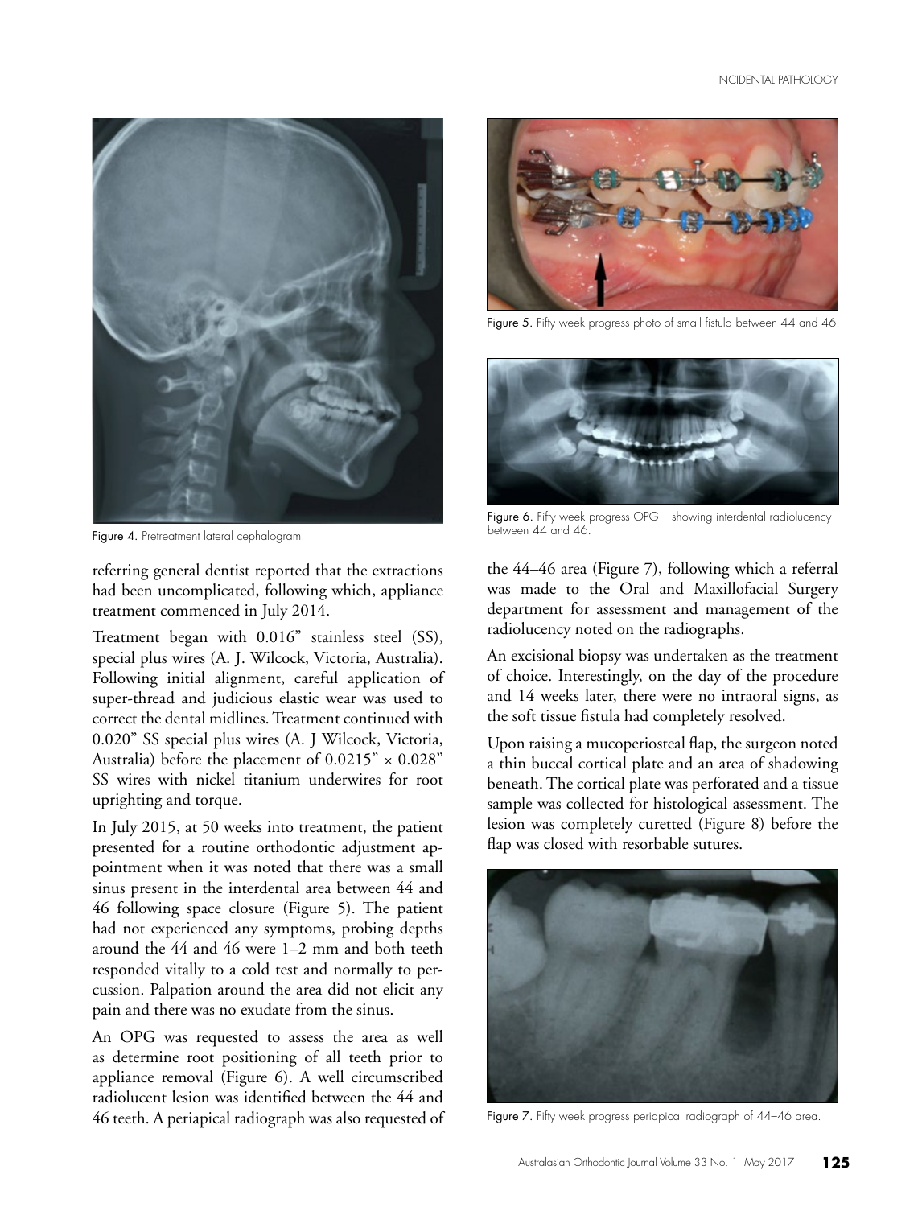Figure 4. Pretreatment lateral cephalogram.

referring general dentist reported that the extractions had been uncomplicated, following which, appliance treatment commenced in July 2014.

Treatment began with 0.016" stainless steel (SS), special plus wires (A. J. Wilcock, Victoria, Australia). Following initial alignment, careful application of super-thread and judicious elastic wear was used to correct the dental midlines. Treatment continued with 0.020" SS special plus wires (A. J Wilcock, Victoria, Australia) before the placement of 0.0215" × 0.028" SS wires with nickel titanium underwires for root uprighting and torque.

In July 2015, at 50 weeks into treatment, the patient presented for a routine orthodontic adjustment appointment when it was noted that there was a small sinus present in the interdental area between 44 and 46 following space closure (Figure 5). The patient had not experienced any symptoms, probing depths around the 44 and 46 were 1–2 mm and both teeth responded vitally to a cold test and normally to percussion. Palpation around the area did not elicit any pain and there was no exudate from the sinus.

An OPG was requested to assess the area as well as determine root positioning of all teeth prior to appliance removal (Figure 6). A well circumscribed radiolucent lesion was identified between the 44 and 46 teeth. A periapical radiograph was also requested of the 44–46 area (Figure 7), following which a referral was made to the Oral and Maxillofacial Surgery department for assessment and management of the radiolucency noted on the radiographs.

Figure 5. Fifty week progress photo of small fistula between 44 and 46.

Figure 6. Fifty week progress OPG – showing interdental radiolucency between 44 and 46.

An excisional biopsy was undertaken as the treatment of choice. Interestingly, on the day of the procedure and 14 weeks later, there were no intraoral signs, as the soft tissue fistula had completely resolved.

Upon raising a mucoperiosteal flap, the surgeon noted a thin buccal cortical plate and an area of shadowing beneath. The cortical plate was perforated and a tissue sample was collected for histological assessment. The lesion was completely curetted (Figure 8) before the flap was closed with resorbable sutures.

Figure 7. Fifty week progress periapical radiograph of 44–46 area.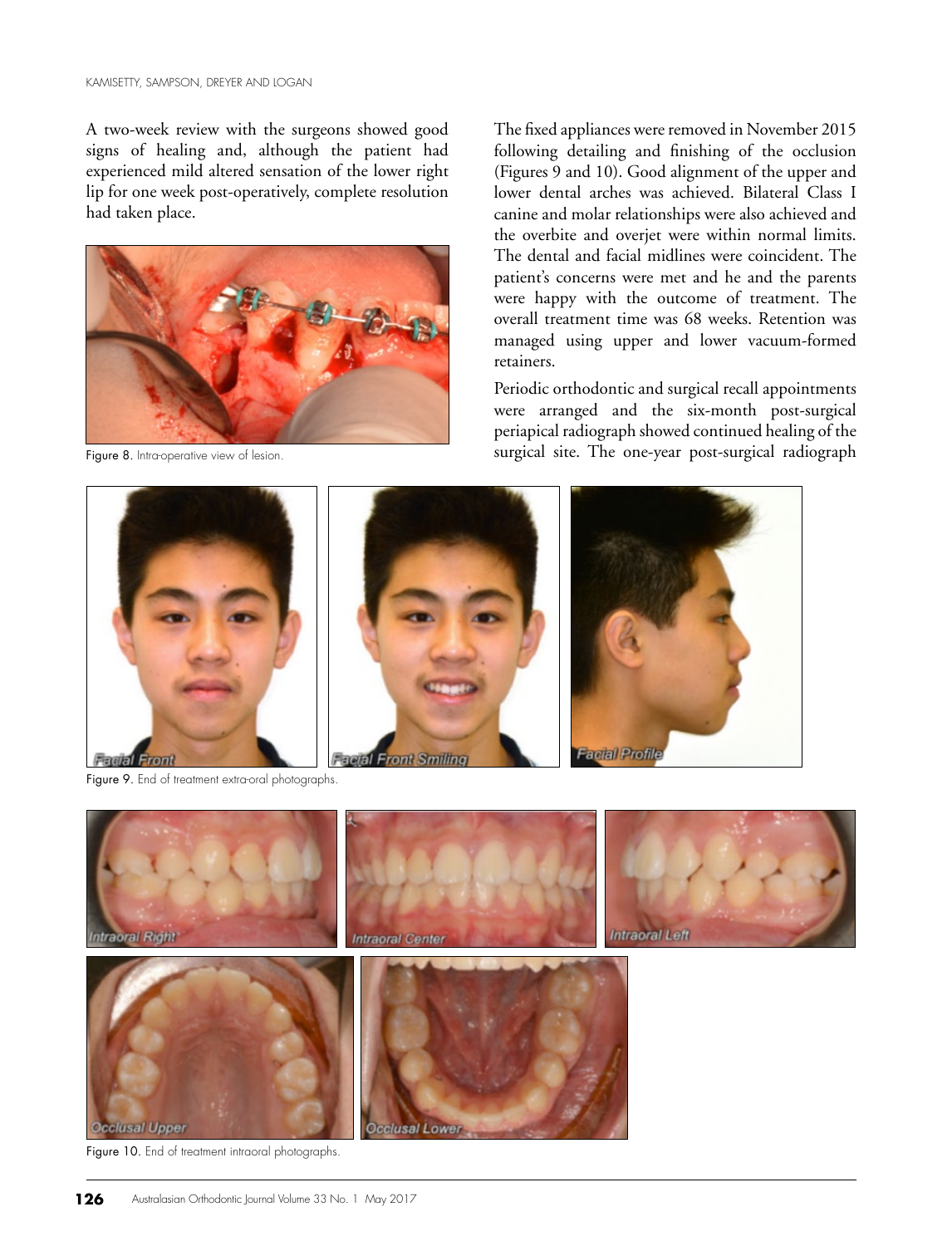A two-week review with the surgeons showed good signs of healing and, although the patient had experienced mild altered sensation of the lower right lip for one week post-operatively, complete resolution had taken place.

Figure 8. Intra-operative view of lesion.

The fixed appliances were removed in November 2015 following detailing and finishing of the occlusion (Figures 9 and 10). Good alignment of the upper and lower dental arches was achieved. Bilateral Class I canine and molar relationships were also achieved and the overbite and overjet were within normal limits. The dental and facial midlines were coincident. The patient's concerns were met and he and the parents were happy with the outcome of treatment. The overall treatment time was 68 weeks. Retention was managed using upper and lower vacuum-formed retainers.

Periodic orthodontic and surgical recall appointments were arranged and the six-month post-surgical periapical radiograph showed continued healing of the surgical site. The one-year post-surgical radiograph

Figure 9. End of treatment extra-oral photographs.

Figure 10. End of treatment intraoral photographs.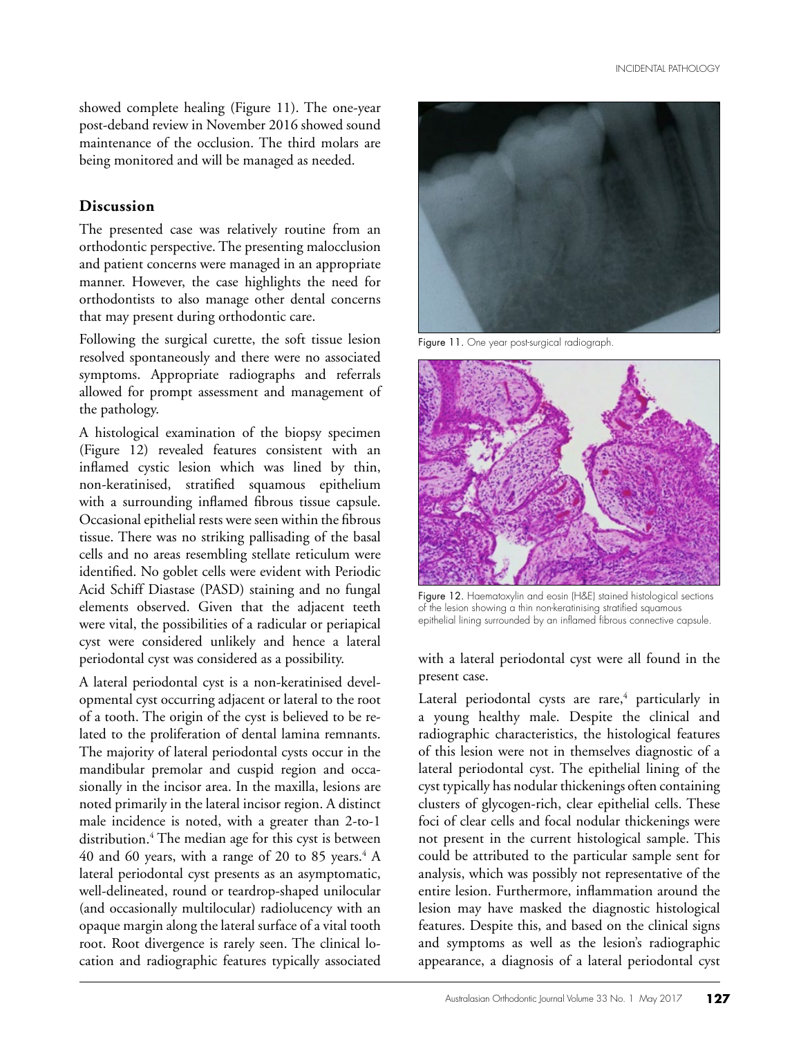showed complete healing (Figure 11). The one-year post-deband review in November 2016 showed sound maintenance of the occlusion. The third molars are being monitored and will be managed as needed.

## Discussion

The presented case was relatively routine from an orthodontic perspective. The presenting malocclusion and patient concerns were managed in an appropriate manner. However, the case highlights the need for orthodontists to also manage other dental concerns that may present during orthodontic care.

Following the surgical curette, the soft tissue lesion resolved spontaneously and there were no associated symptoms. Appropriate radiographs and referrals allowed for prompt assessment and management of the pathology.

A histological examination of the biopsy specimen (Figure 12) revealed features consistent with an inflamed cystic lesion which was lined by thin, non-keratinised, stratified squamous epithelium with a surrounding inflamed fibrous tissue capsule. Occasional epithelial rests were seen within the fibrous tissue. There was no striking pallisading of the basal cells and no areas resembling stellate reticulum were identified. No goblet cells were evident with Periodic Acid Schiff Diastase (PASD) staining and no fungal elements observed. Given that the adjacent teeth were vital, the possibilities of a radicular or periapical cyst were considered unlikely and hence a lateral periodontal cyst was considered as a possibility.

A lateral periodontal cyst is a non-keratinised developmental cyst occurring adjacent or lateral to the root of a tooth. The origin of the cyst is believed to be related to the proliferation of dental lamina remnants. The majority of lateral periodontal cysts occur in the mandibular premolar and cuspid region and occasionally in the incisor area. In the maxilla, lesions are noted primarily in the lateral incisor region. A distinct male incidence is noted, with a greater than 2-to-1 distribution.[4] The median age for this cyst is between 40 and 60 years, with a range of 20 to 85 years.[4] A lateral periodontal cyst presents as an asymptomatic, well-delineated, round or teardrop-shaped unilocular (and occasionally multilocular) radiolucency with an opaque margin along the lateral surface of a vital tooth root. Root divergence is rarely seen. The clinical location and radiographic features typically associated with a lateral periodontal cyst were all found in the present case.

Figure 11. One year post-surgical radiograph.

Figure 12. Haematoxylin and eosin (H&E) stained histological sections of the lesion showing a thin non-keratinising stratified squamous epithelial lining surrounded by an inflamed fibrous connective capsule.

Lateral periodontal cysts are rare,[4] particularly in a young healthy male. Despite the clinical and radiographic characteristics, the histological features of this lesion were not in themselves diagnostic of a lateral periodontal cyst. The epithelial lining of the cyst typically has nodular thickenings often containing clusters of glycogen-rich, clear epithelial cells. These foci of clear cells and focal nodular thickenings were not present in the current histological sample. This could be attributed to the particular sample sent for analysis, which was possibly not representative of the entire lesion. Furthermore, inflammation around the lesion may have masked the diagnostic histological features. Despite this, and based on the clinical signs and symptoms as well as the lesion's radiographic appearance, a diagnosis of a lateral periodontal cyst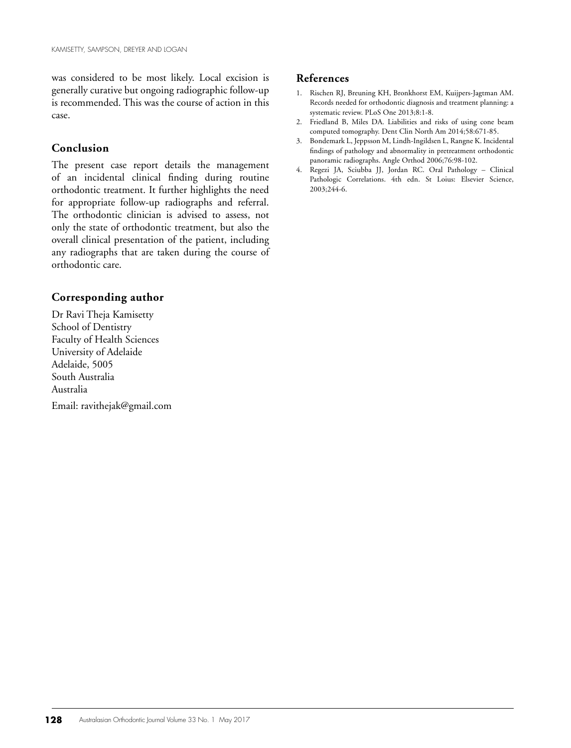was considered to be most likely. Local excision is generally curative but ongoing radiographic follow-up is recommended. This was the course of action in this case.

## Conclusion

The present case report details the management of an incidental clinical finding during routine orthodontic treatment. It further highlights the need for appropriate follow-up radiographs and referral. The orthodontic clinician is advised to assess, not only the state of orthodontic treatment, but also the overall clinical presentation of the patient, including any radiographs that are taken during the course of orthodontic care.

## Corresponding author

Dr Ravi Theja Kamisetty
School of Dentistry
Faculty of Health Sciences
University of Adelaide
Adelaide, 5005
South Australia
Australia

Email: ravithejak@gmail.com

## References

1. Rischen RJ, Breuning KH, Bronkhorst EM, Kuijpers-Jagtman AM. Records needed for orthodontic diagnosis and treatment planning: a systematic review. PLoS One 2013;8:1-8.
2. Friedland B, Miles DA. Liabilities and risks of using cone beam computed tomography. Dent Clin North Am 2014;58:671-85.
3. Bondemark L, Jeppsson M, Lindh-Ingildsen L, Rangne K. Incidental findings of pathology and abnormality in pretreatment orthodontic panoramic radiographs. Angle Orthod 2006;76:98-102.
4. Regezi JA, Sciubba JJ, Jordan RC. Oral Pathology – Clinical Pathologic Correlations. 4th edn. St Loius: Elsevier Science, 2003;244-6.